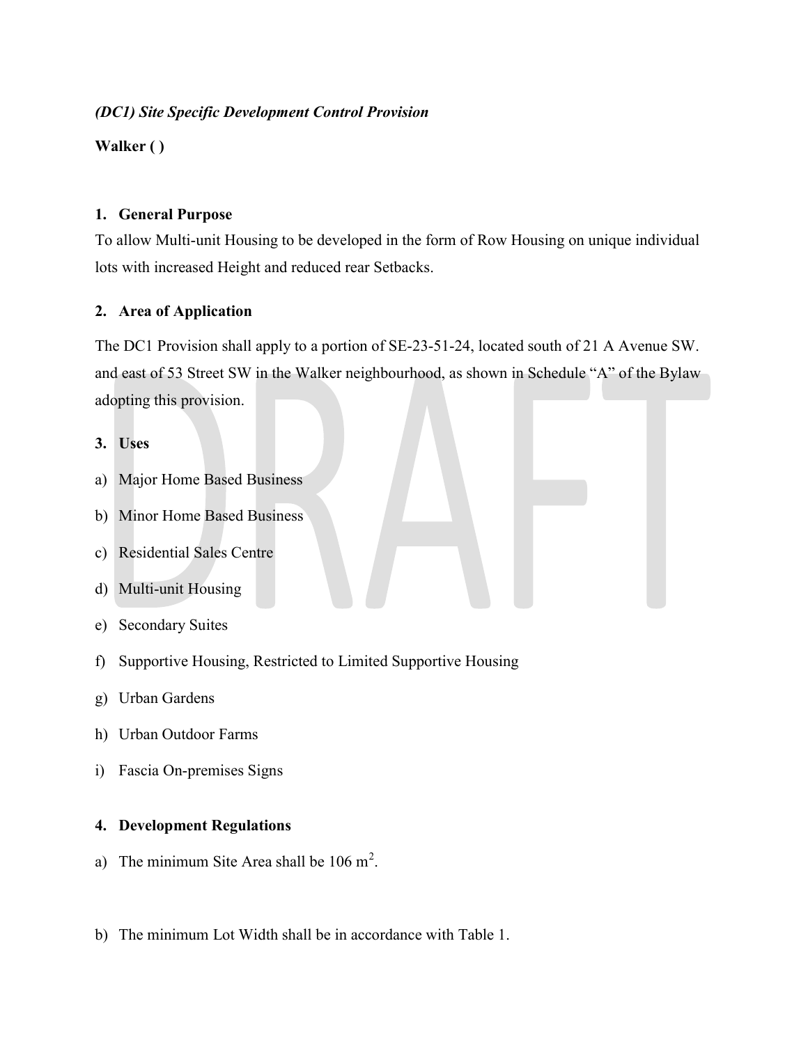***(DC1) Site Specific Development Control Provision***

**Walker ( )**

## 1. General Purpose

To allow Multi-unit Housing to be developed in the form of Row Housing on unique individual lots with increased Height and reduced rear Setbacks.

## 2. Area of Application

The DC1 Provision shall apply to a portion of SE-23-51-24, located south of 21 A Avenue SW. and east of 53 Street SW in the Walker neighbourhood, as shown in Schedule "A" of the Bylaw adopting this provision.

## 3. Uses

a) Major Home Based Business

b) Minor Home Based Business

c) Residential Sales Centre

d) Multi-unit Housing

e) Secondary Suites

f) Supportive Housing, Restricted to Limited Supportive Housing

g) Urban Gardens

h) Urban Outdoor Farms

i) Fascia On-premises Signs

## 4. Development Regulations

a) The minimum Site Area shall be 106 $m^2$.

b) The minimum Lot Width shall be in accordance with Table 1.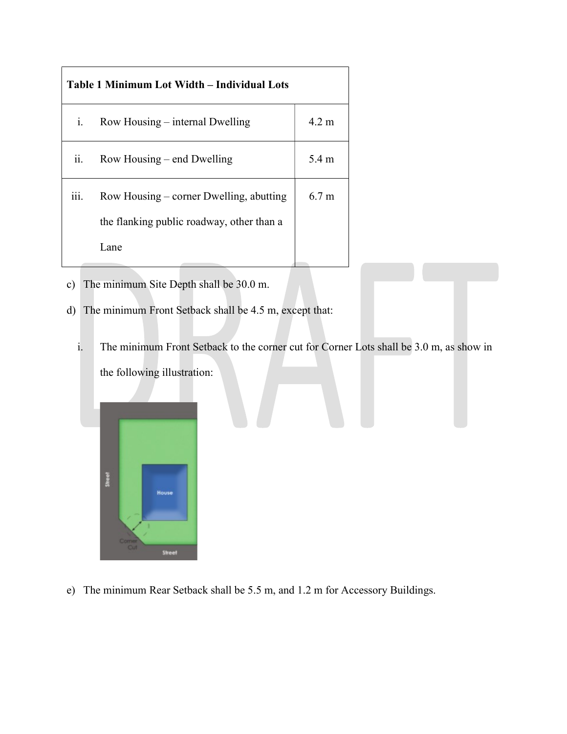| Table 1 Minimum Lot Width – Individual Lots | | |
|---|---|---|
| i. | Row Housing – internal Dwelling | 4.2 m |
| ii. | Row Housing – end Dwelling | 5.4 m |
| iii. | Row Housing – corner Dwelling, abutting the flanking public roadway, other than a Lane | 6.7 m |

c) The minimum Site Depth shall be 30.0 m.

d) The minimum Front Setback shall be 4.5 m, except that:

   i. The minimum Front Setback to the corner cut for Corner Lots shall be 3.0 m, as show in the following illustration:

e) The minimum Rear Setback shall be 5.5 m, and 1.2 m for Accessory Buildings.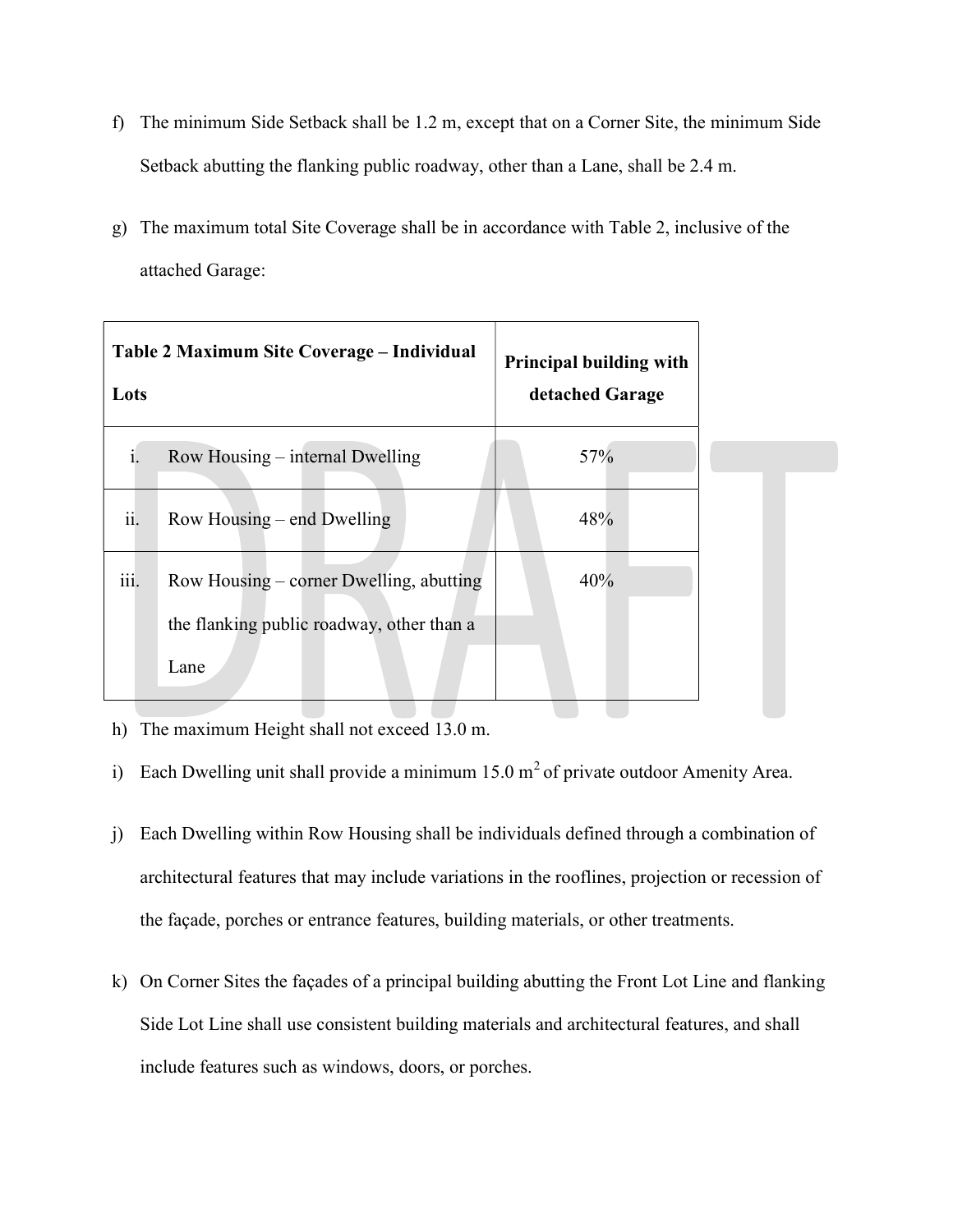f) The minimum Side Setback shall be 1.2 m, except that on a Corner Site, the minimum Side Setback abutting the flanking public roadway, other than a Lane, shall be 2.4 m.

g) The maximum total Site Coverage shall be in accordance with Table 2, inclusive of the attached Garage:

| **Table 2 Maximum Site Coverage – Individual Lots** | | **Principal building with detached Garage** |
|---|---|---|
| i. | Row Housing – internal Dwelling | 57% |
| ii. | Row Housing – end Dwelling | 48% |
| iii. | Row Housing – corner Dwelling, abutting the flanking public roadway, other than a Lane | 40% |

h) The maximum Height shall not exceed 13.0 m.

i) Each Dwelling unit shall provide a minimum 15.0 m$^2$ of private outdoor Amenity Area.

j) Each Dwelling within Row Housing shall be individuals defined through a combination of architectural features that may include variations in the rooflines, projection or recession of the façade, porches or entrance features, building materials, or other treatments.

k) On Corner Sites the façades of a principal building abutting the Front Lot Line and flanking Side Lot Line shall use consistent building materials and architectural features, and shall include features such as windows, doors, or porches.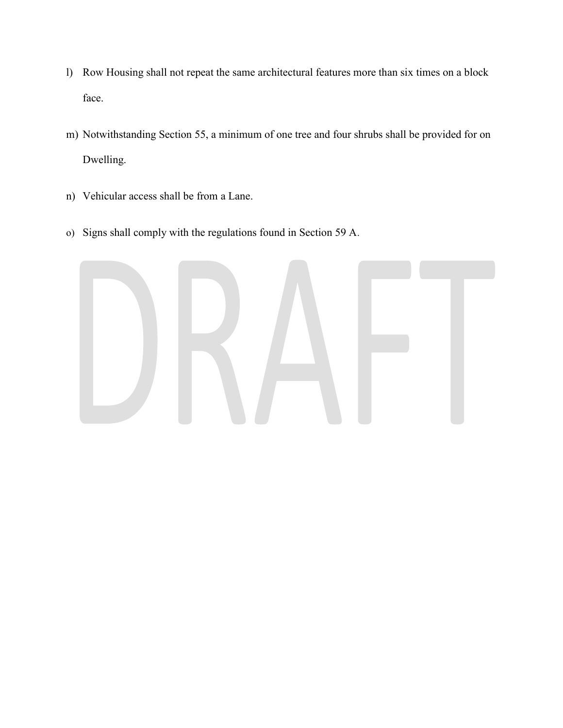l) Row Housing shall not repeat the same architectural features more than six times on a block face.

m) Notwithstanding Section 55, a minimum of one tree and four shrubs shall be provided for on Dwelling.

n) Vehicular access shall be from a Lane.

o) Signs shall comply with the regulations found in Section 59 A.